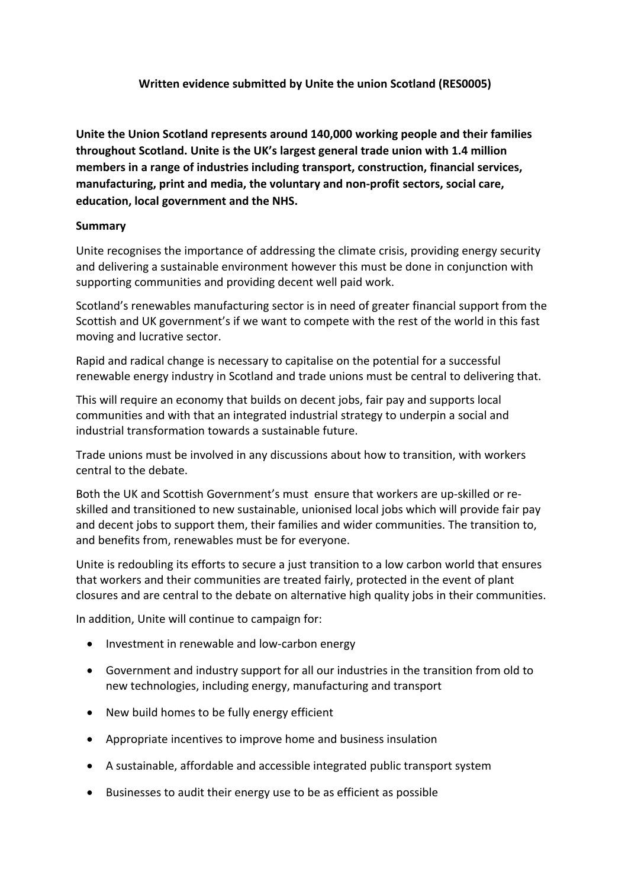**Written evidence submitted by Unite the union Scotland (RES0005)**

**Unite the Union Scotland represents around 140,000 working people and their families throughout Scotland. Unite is the UK's largest general trade union with 1.4 million members in a range of industries including transport, construction, financial services, manufacturing, print and media, the voluntary and non-profit sectors, social care, education, local government and the NHS.**

**Summary**

Unite recognises the importance of addressing the climate crisis, providing energy security and delivering a sustainable environment however this must be done in conjunction with supporting communities and providing decent well paid work.

Scotland's renewables manufacturing sector is in need of greater financial support from the Scottish and UK government's if we want to compete with the rest of the world in this fast moving and lucrative sector.

Rapid and radical change is necessary to capitalise on the potential for a successful renewable energy industry in Scotland and trade unions must be central to delivering that.

This will require an economy that builds on decent jobs, fair pay and supports local communities and with that an integrated industrial strategy to underpin a social and industrial transformation towards a sustainable future.

Trade unions must be involved in any discussions about how to transition, with workers central to the debate.

Both the UK and Scottish Government's must ensure that workers are up-skilled or re-skilled and transitioned to new sustainable, unionised local jobs which will provide fair pay and decent jobs to support them, their families and wider communities. The transition to, and benefits from, renewables must be for everyone.

Unite is redoubling its efforts to secure a just transition to a low carbon world that ensures that workers and their communities are treated fairly, protected in the event of plant closures and are central to the debate on alternative high quality jobs in their communities.

In addition, Unite will continue to campaign for:

- Investment in renewable and low-carbon energy
- Government and industry support for all our industries in the transition from old to new technologies, including energy, manufacturing and transport
- New build homes to be fully energy efficient
- Appropriate incentives to improve home and business insulation
- A sustainable, affordable and accessible integrated public transport system
- Businesses to audit their energy use to be as efficient as possible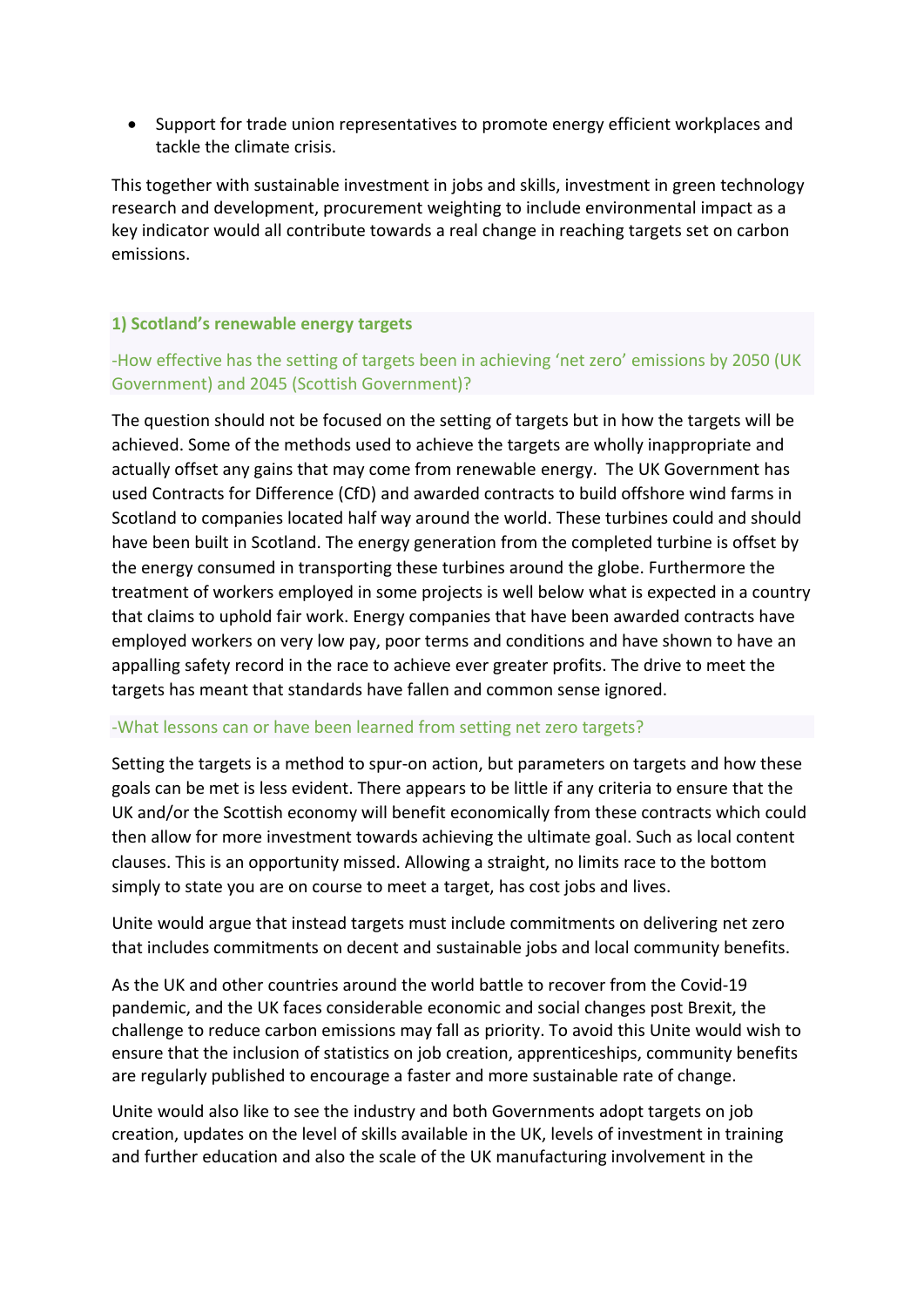- Support for trade union representatives to promote energy efficient workplaces and tackle the climate crisis.

This together with sustainable investment in jobs and skills, investment in green technology research and development, procurement weighting to include environmental impact as a key indicator would all contribute towards a real change in reaching targets set on carbon emissions.

### 1) Scotland's renewable energy targets

#### -How effective has the setting of targets been in achieving 'net zero' emissions by 2050 (UK Government) and 2045 (Scottish Government)?

The question should not be focused on the setting of targets but in how the targets will be achieved. Some of the methods used to achieve the targets are wholly inappropriate and actually offset any gains that may come from renewable energy. The UK Government has used Contracts for Difference (CfD) and awarded contracts to build offshore wind farms in Scotland to companies located half way around the world. These turbines could and should have been built in Scotland. The energy generation from the completed turbine is offset by the energy consumed in transporting these turbines around the globe. Furthermore the treatment of workers employed in some projects is well below what is expected in a country that claims to uphold fair work. Energy companies that have been awarded contracts have employed workers on very low pay, poor terms and conditions and have shown to have an appalling safety record in the race to achieve ever greater profits. The drive to meet the targets has meant that standards have fallen and common sense ignored.

#### -What lessons can or have been learned from setting net zero targets?

Setting the targets is a method to spur-on action, but parameters on targets and how these goals can be met is less evident. There appears to be little if any criteria to ensure that the UK and/or the Scottish economy will benefit economically from these contracts which could then allow for more investment towards achieving the ultimate goal. Such as local content clauses. This is an opportunity missed. Allowing a straight, no limits race to the bottom simply to state you are on course to meet a target, has cost jobs and lives.

Unite would argue that instead targets must include commitments on delivering net zero that includes commitments on decent and sustainable jobs and local community benefits.

As the UK and other countries around the world battle to recover from the Covid-19 pandemic, and the UK faces considerable economic and social changes post Brexit, the challenge to reduce carbon emissions may fall as priority. To avoid this Unite would wish to ensure that the inclusion of statistics on job creation, apprenticeships, community benefits are regularly published to encourage a faster and more sustainable rate of change.

Unite would also like to see the industry and both Governments adopt targets on job creation, updates on the level of skills available in the UK, levels of investment in training and further education and also the scale of the UK manufacturing involvement in the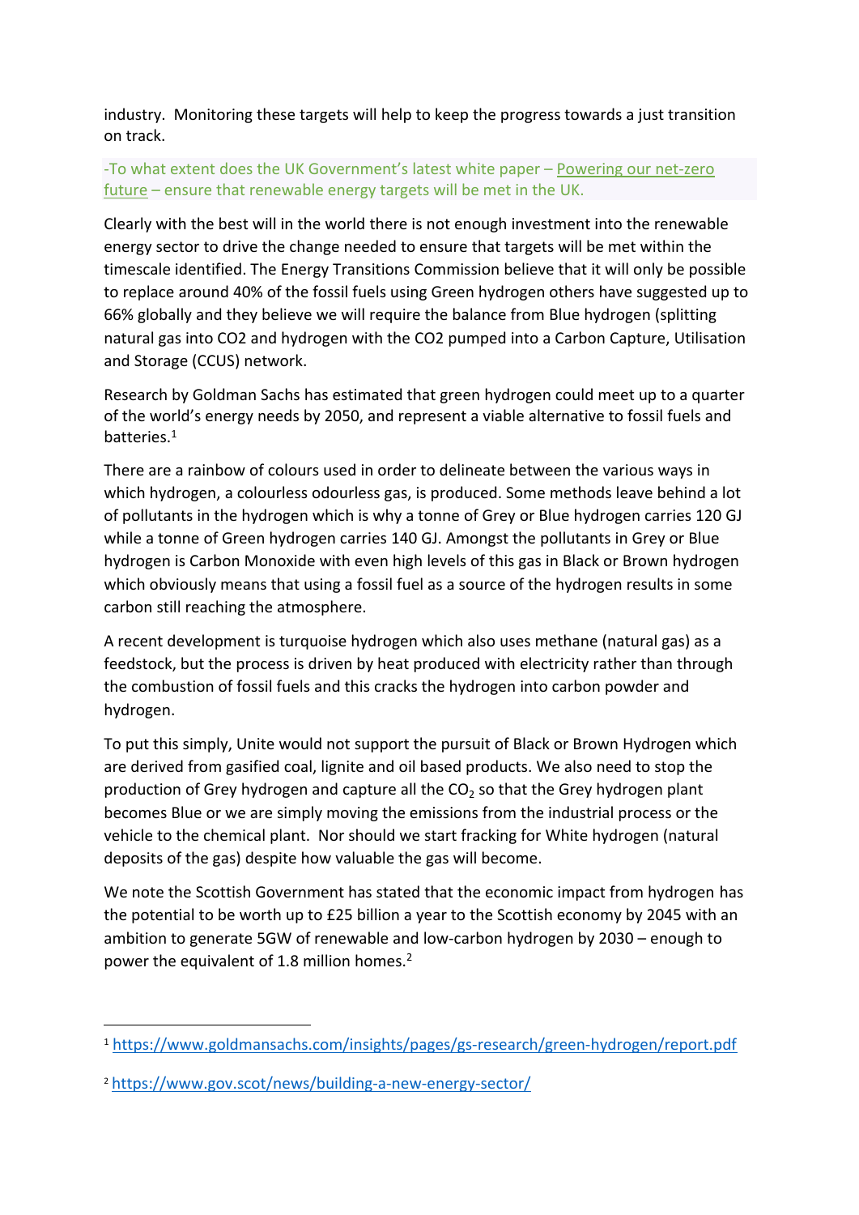industry. Monitoring these targets will help to keep the progress towards a just transition on track.

-To what extent does the UK Government's latest white paper – Powering our net-zero future – ensure that renewable energy targets will be met in the UK.

Clearly with the best will in the world there is not enough investment into the renewable energy sector to drive the change needed to ensure that targets will be met within the timescale identified. The Energy Transitions Commission believe that it will only be possible to replace around 40% of the fossil fuels using Green hydrogen others have suggested up to 66% globally and they believe we will require the balance from Blue hydrogen (splitting natural gas into CO2 and hydrogen with the CO2 pumped into a Carbon Capture, Utilisation and Storage (CCUS) network.

Research by Goldman Sachs has estimated that green hydrogen could meet up to a quarter of the world's energy needs by 2050, and represent a viable alternative to fossil fuels and batteries.[1]

There are a rainbow of colours used in order to delineate between the various ways in which hydrogen, a colourless odourless gas, is produced. Some methods leave behind a lot of pollutants in the hydrogen which is why a tonne of Grey or Blue hydrogen carries 120 GJ while a tonne of Green hydrogen carries 140 GJ. Amongst the pollutants in Grey or Blue hydrogen is Carbon Monoxide with even high levels of this gas in Black or Brown hydrogen which obviously means that using a fossil fuel as a source of the hydrogen results in some carbon still reaching the atmosphere.

A recent development is turquoise hydrogen which also uses methane (natural gas) as a feedstock, but the process is driven by heat produced with electricity rather than through the combustion of fossil fuels and this cracks the hydrogen into carbon powder and hydrogen.

To put this simply, Unite would not support the pursuit of Black or Brown Hydrogen which are derived from gasified coal, lignite and oil based products. We also need to stop the production of Grey hydrogen and capture all the $CO_2$ so that the Grey hydrogen plant becomes Blue or we are simply moving the emissions from the industrial process or the vehicle to the chemical plant. Nor should we start fracking for White hydrogen (natural deposits of the gas) despite how valuable the gas will become.

We note the Scottish Government has stated that the economic impact from hydrogen has the potential to be worth up to £25 billion a year to the Scottish economy by 2045 with an ambition to generate 5GW of renewable and low-carbon hydrogen by 2030 – enough to power the equivalent of 1.8 million homes.[2]

---

[1] https://www.goldmansachs.com/insights/pages/gs-research/green-hydrogen/report.pdf

[2] https://www.gov.scot/news/building-a-new-energy-sector/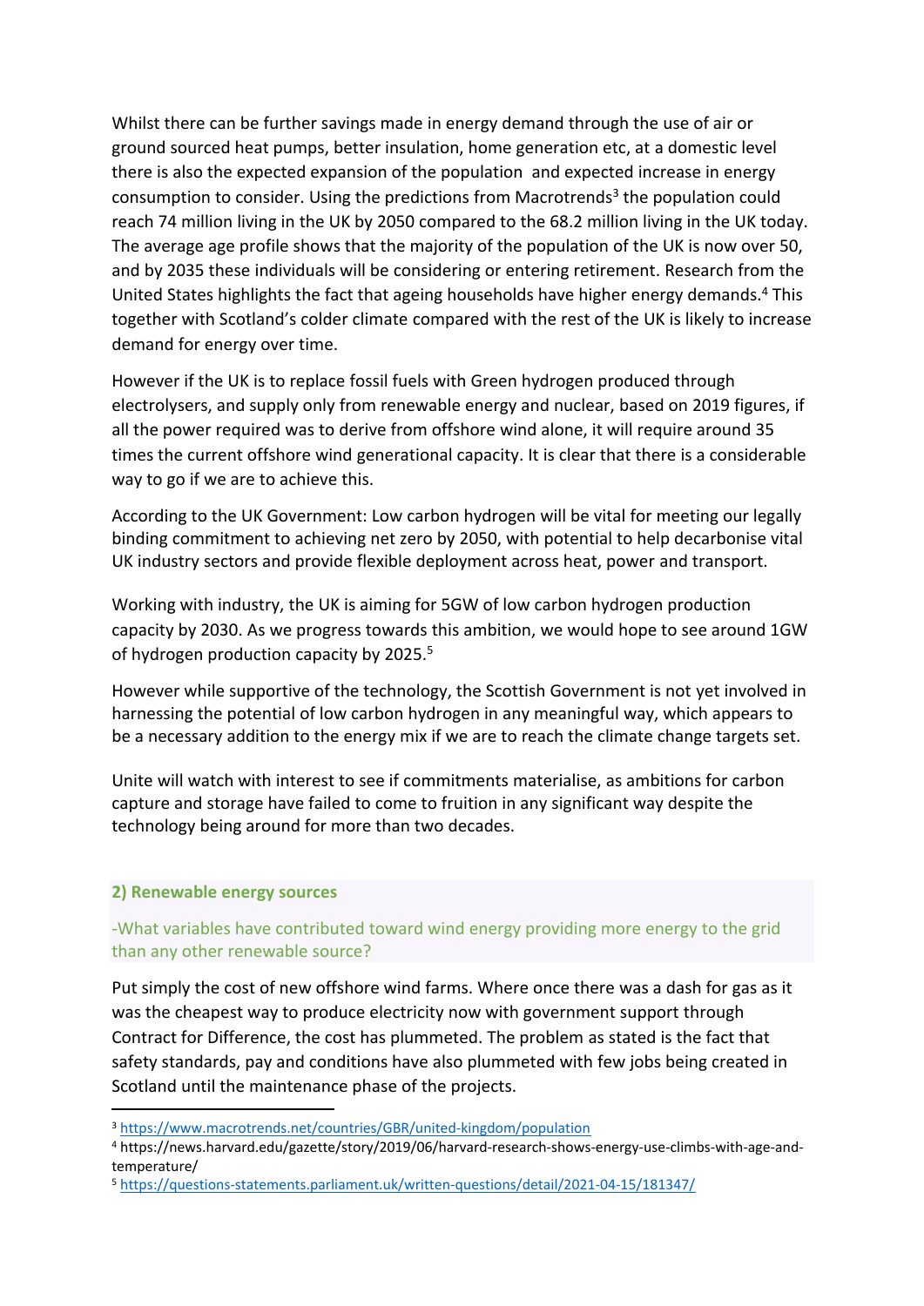Whilst there can be further savings made in energy demand through the use of air or ground sourced heat pumps, better insulation, home generation etc, at a domestic level there is also the expected expansion of the population  and expected increase in energy consumption to consider. Using the predictions from Macrotrends[3] the population could reach 74 million living in the UK by 2050 compared to the 68.2 million living in the UK today. The average age profile shows that the majority of the population of the UK is now over 50, and by 2035 these individuals will be considering or entering retirement. Research from the United States highlights the fact that ageing households have higher energy demands.[4] This together with Scotland's colder climate compared with the rest of the UK is likely to increase demand for energy over time.

However if the UK is to replace fossil fuels with Green hydrogen produced through electrolysers, and supply only from renewable energy and nuclear, based on 2019 figures, if all the power required was to derive from offshore wind alone, it will require around 35 times the current offshore wind generational capacity. It is clear that there is a considerable way to go if we are to achieve this.

According to the UK Government: Low carbon hydrogen will be vital for meeting our legally binding commitment to achieving net zero by 2050, with potential to help decarbonise vital UK industry sectors and provide flexible deployment across heat, power and transport.

Working with industry, the UK is aiming for 5GW of low carbon hydrogen production capacity by 2030. As we progress towards this ambition, we would hope to see around 1GW of hydrogen production capacity by 2025.[5]

However while supportive of the technology, the Scottish Government is not yet involved in harnessing the potential of low carbon hydrogen in any meaningful way, which appears to be a necessary addition to the energy mix if we are to reach the climate change targets set.

Unite will watch with interest to see if commitments materialise, as ambitions for carbon capture and storage have failed to come to fruition in any significant way despite the technology being around for more than two decades.

### 2) Renewable energy sources

-What variables have contributed toward wind energy providing more energy to the grid than any other renewable source?

Put simply the cost of new offshore wind farms. Where once there was a dash for gas as it was the cheapest way to produce electricity now with government support through Contract for Difference, the cost has plummeted. The problem as stated is the fact that safety standards, pay and conditions have also plummeted with few jobs being created in Scotland until the maintenance phase of the projects.

---

[3] https://www.macrotrends.net/countries/GBR/united-kingdom/population

[4] https://news.harvard.edu/gazette/story/2019/06/harvard-research-shows-energy-use-climbs-with-age-and-temperature/

[5] https://questions-statements.parliament.uk/written-questions/detail/2021-04-15/181347/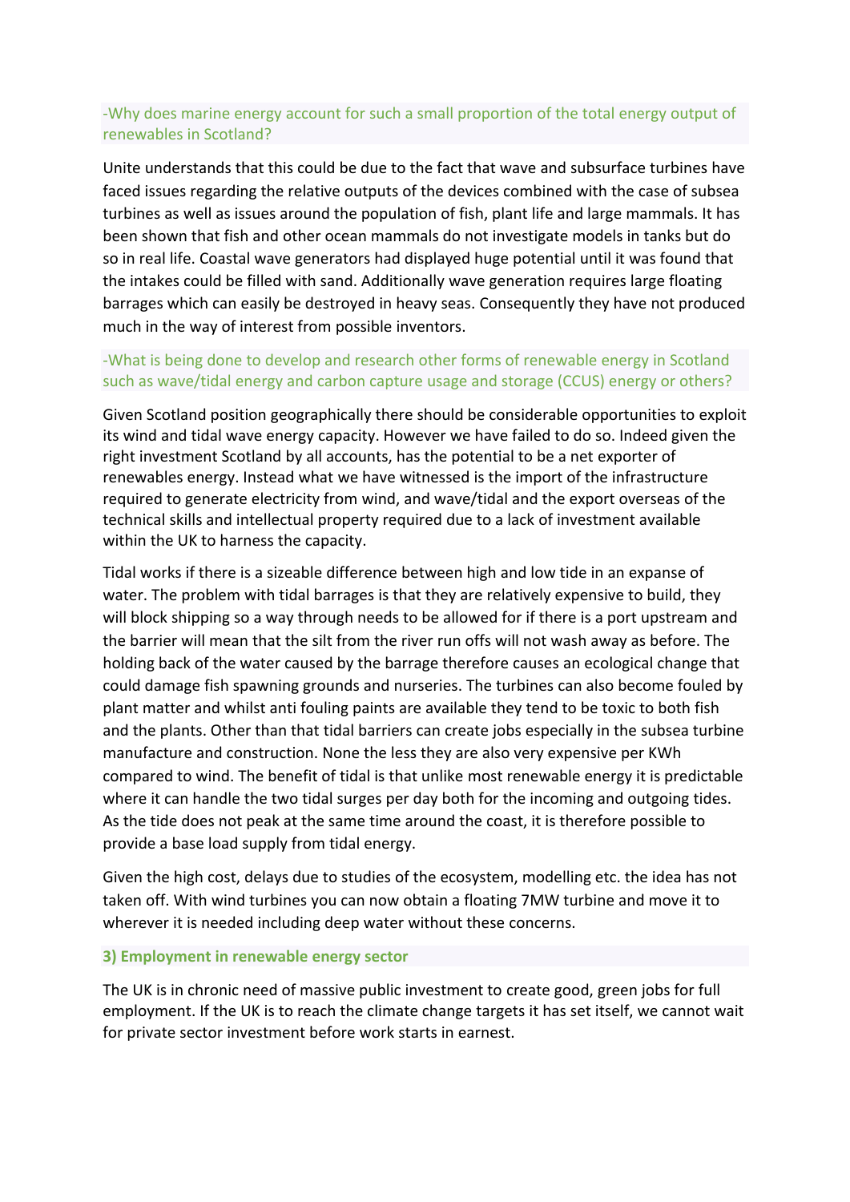-Why does marine energy account for such a small proportion of the total energy output of renewables in Scotland?

Unite understands that this could be due to the fact that wave and subsurface turbines have faced issues regarding the relative outputs of the devices combined with the case of subsea turbines as well as issues around the population of fish, plant life and large mammals. It has been shown that fish and other ocean mammals do not investigate models in tanks but do so in real life. Coastal wave generators had displayed huge potential until it was found that the intakes could be filled with sand. Additionally wave generation requires large floating barrages which can easily be destroyed in heavy seas. Consequently they have not produced much in the way of interest from possible inventors.

-What is being done to develop and research other forms of renewable energy in Scotland such as wave/tidal energy and carbon capture usage and storage (CCUS) energy or others?

Given Scotland position geographically there should be considerable opportunities to exploit its wind and tidal wave energy capacity. However we have failed to do so. Indeed given the right investment Scotland by all accounts, has the potential to be a net exporter of renewables energy. Instead what we have witnessed is the import of the infrastructure required to generate electricity from wind, and wave/tidal and the export overseas of the technical skills and intellectual property required due to a lack of investment available within the UK to harness the capacity.

Tidal works if there is a sizeable difference between high and low tide in an expanse of water. The problem with tidal barrages is that they are relatively expensive to build, they will block shipping so a way through needs to be allowed for if there is a port upstream and the barrier will mean that the silt from the river run offs will not wash away as before. The holding back of the water caused by the barrage therefore causes an ecological change that could damage fish spawning grounds and nurseries. The turbines can also become fouled by plant matter and whilst anti fouling paints are available they tend to be toxic to both fish and the plants. Other than that tidal barriers can create jobs especially in the subsea turbine manufacture and construction. None the less they are also very expensive per KWh compared to wind. The benefit of tidal is that unlike most renewable energy it is predictable where it can handle the two tidal surges per day both for the incoming and outgoing tides. As the tide does not peak at the same time around the coast, it is therefore possible to provide a base load supply from tidal energy.

Given the high cost, delays due to studies of the ecosystem, modelling etc. the idea has not taken off. With wind turbines you can now obtain a floating 7MW turbine and move it to wherever it is needed including deep water without these concerns.

**3) Employment in renewable energy sector**

The UK is in chronic need of massive public investment to create good, green jobs for full employment. If the UK is to reach the climate change targets it has set itself, we cannot wait for private sector investment before work starts in earnest.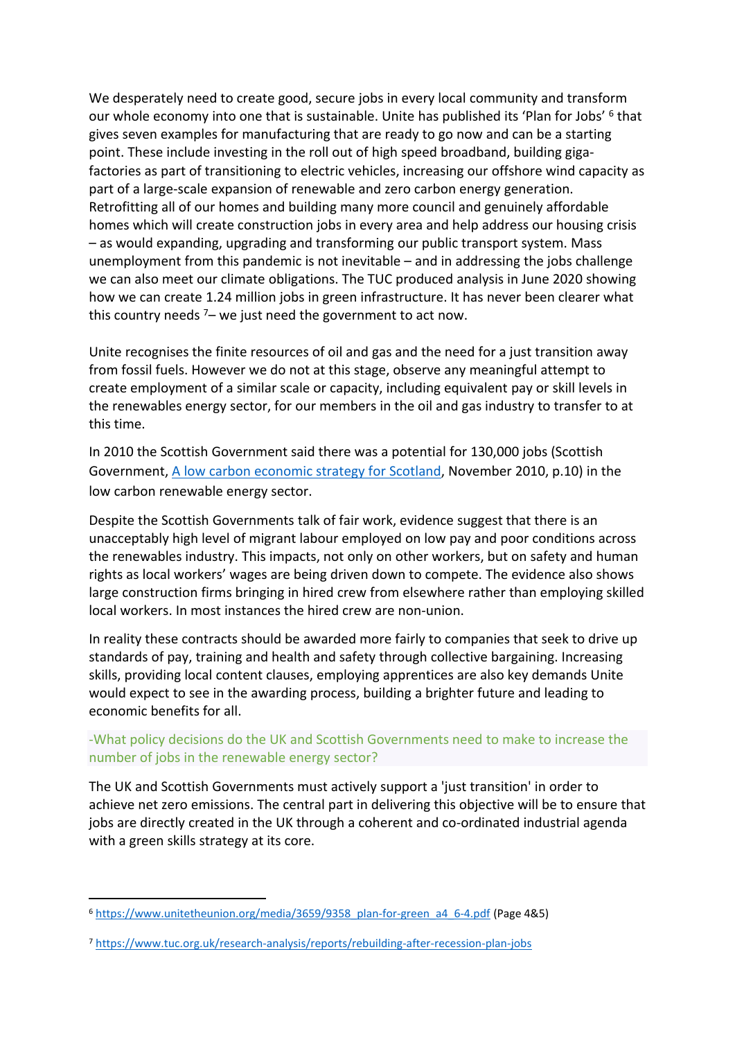We desperately need to create good, secure jobs in every local community and transform our whole economy into one that is sustainable. Unite has published its 'Plan for Jobs' [6] that gives seven examples for manufacturing that are ready to go now and can be a starting point. These include investing in the roll out of high speed broadband, building giga-factories as part of transitioning to electric vehicles, increasing our offshore wind capacity as part of a large-scale expansion of renewable and zero carbon energy generation. Retrofitting all of our homes and building many more council and genuinely affordable homes which will create construction jobs in every area and help address our housing crisis – as would expanding, upgrading and transforming our public transport system. Mass unemployment from this pandemic is not inevitable – and in addressing the jobs challenge we can also meet our climate obligations. The TUC produced analysis in June 2020 showing how we can create 1.24 million jobs in green infrastructure. It has never been clearer what this country needs [7]– we just need the government to act now.

Unite recognises the finite resources of oil and gas and the need for a just transition away from fossil fuels. However we do not at this stage, observe any meaningful attempt to create employment of a similar scale or capacity, including equivalent pay or skill levels in the renewables energy sector, for our members in the oil and gas industry to transfer to at this time.

In 2010 the Scottish Government said there was a potential for 130,000 jobs (Scottish Government, A low carbon economic strategy for Scotland, November 2010, p.10) in the low carbon renewable energy sector.

Despite the Scottish Governments talk of fair work, evidence suggest that there is an unacceptably high level of migrant labour employed on low pay and poor conditions across the renewables industry. This impacts, not only on other workers, but on safety and human rights as local workers' wages are being driven down to compete. The evidence also shows large construction firms bringing in hired crew from elsewhere rather than employing skilled local workers. In most instances the hired crew are non-union.

In reality these contracts should be awarded more fairly to companies that seek to drive up standards of pay, training and health and safety through collective bargaining. Increasing skills, providing local content clauses, employing apprentices are also key demands Unite would expect to see in the awarding process, building a brighter future and leading to economic benefits for all.

-What policy decisions do the UK and Scottish Governments need to make to increase the number of jobs in the renewable energy sector?

The UK and Scottish Governments must actively support a 'just transition' in order to achieve net zero emissions. The central part in delivering this objective will be to ensure that jobs are directly created in the UK through a coherent and co-ordinated industrial agenda with a green skills strategy at its core.

---

[6] https://www.unitetheunion.org/media/3659/9358_plan-for-green_a4_6-4.pdf (Page 4&5)

[7] https://www.tuc.org.uk/research-analysis/reports/rebuilding-after-recession-plan-jobs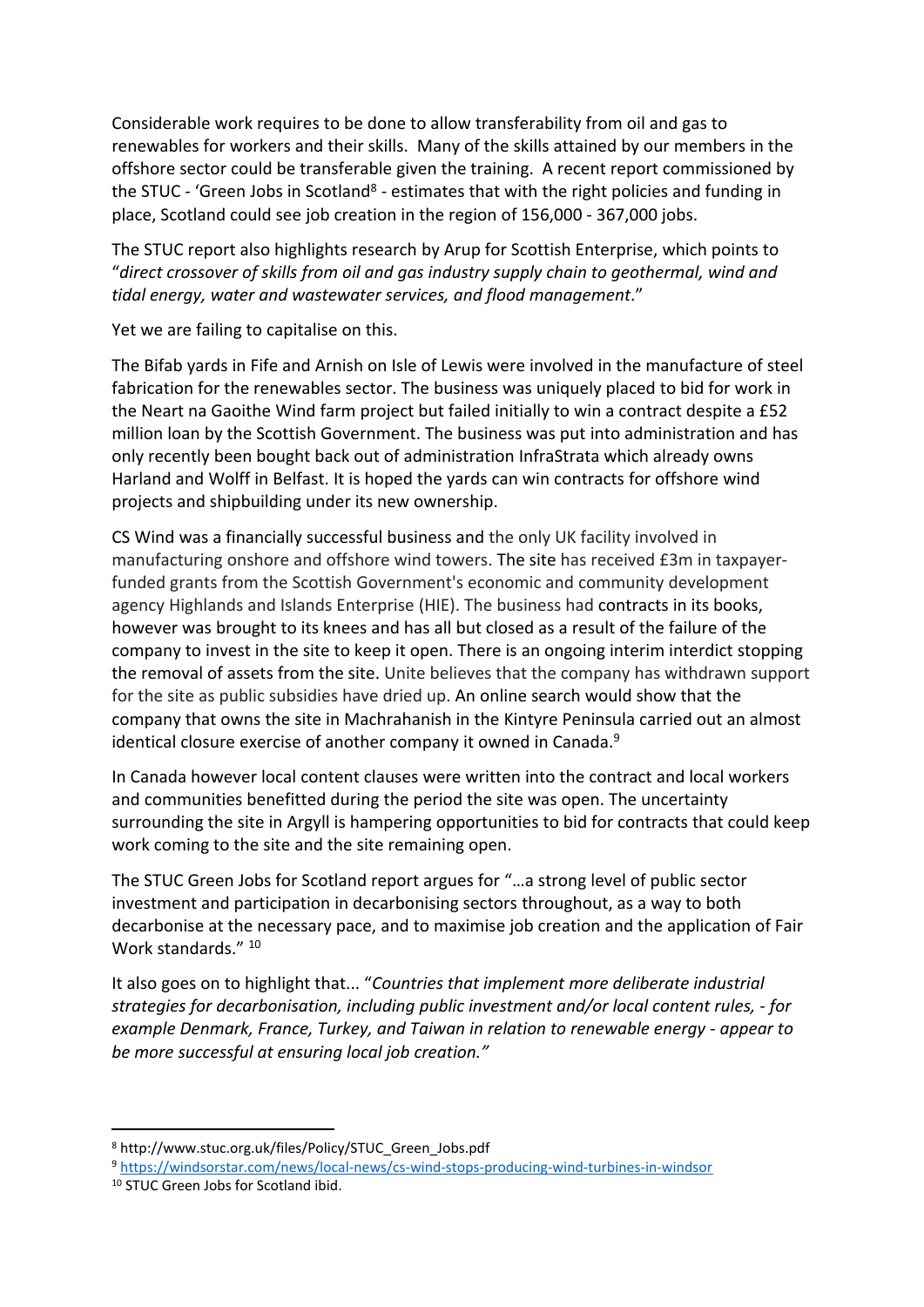Considerable work requires to be done to allow transferability from oil and gas to renewables for workers and their skills. Many of the skills attained by our members in the offshore sector could be transferable given the training. A recent report commissioned by the STUC - 'Green Jobs in Scotland[8] - estimates that with the right policies and funding in place, Scotland could see job creation in the region of 156,000 - 367,000 jobs.

The STUC report also highlights research by Arup for Scottish Enterprise, which points to "*direct crossover of skills from oil and gas industry supply chain to geothermal, wind and tidal energy, water and wastewater services, and flood management*."

Yet we are failing to capitalise on this.

The Bifab yards in Fife and Arnish on Isle of Lewis were involved in the manufacture of steel fabrication for the renewables sector. The business was uniquely placed to bid for work in the Neart na Gaoithe Wind farm project but failed initially to win a contract despite a £52 million loan by the Scottish Government. The business was put into administration and has only recently been bought back out of administration InfraStrata which already owns Harland and Wolff in Belfast. It is hoped the yards can win contracts for offshore wind projects and shipbuilding under its new ownership.

CS Wind was a financially successful business and the only UK facility involved in manufacturing onshore and offshore wind towers. The site has received £3m in taxpayer-funded grants from the Scottish Government's economic and community development agency Highlands and Islands Enterprise (HIE). The business had contracts in its books, however was brought to its knees and has all but closed as a result of the failure of the company to invest in the site to keep it open. There is an ongoing interim interdict stopping the removal of assets from the site. Unite believes that the company has withdrawn support for the site as public subsidies have dried up. An online search would show that the company that owns the site in Machrahanish in the Kintyre Peninsula carried out an almost identical closure exercise of another company it owned in Canada.[9]

In Canada however local content clauses were written into the contract and local workers and communities benefitted during the period the site was open. The uncertainty surrounding the site in Argyll is hampering opportunities to bid for contracts that could keep work coming to the site and the site remaining open.

The STUC Green Jobs for Scotland report argues for "…a strong level of public sector investment and participation in decarbonising sectors throughout, as a way to both decarbonise at the necessary pace, and to maximise job creation and the application of Fair Work standards." [10]

It also goes on to highlight that... "*Countries that implement more deliberate industrial strategies for decarbonisation, including public investment and/or local content rules, - for example Denmark, France, Turkey, and Taiwan in relation to renewable energy - appear to be more successful at ensuring local job creation."*

---

[8] http://www.stuc.org.uk/files/Policy/STUC_Green_Jobs.pdf

[9] https://windsorstar.com/news/local-news/cs-wind-stops-producing-wind-turbines-in-windsor

[10] STUC Green Jobs for Scotland ibid.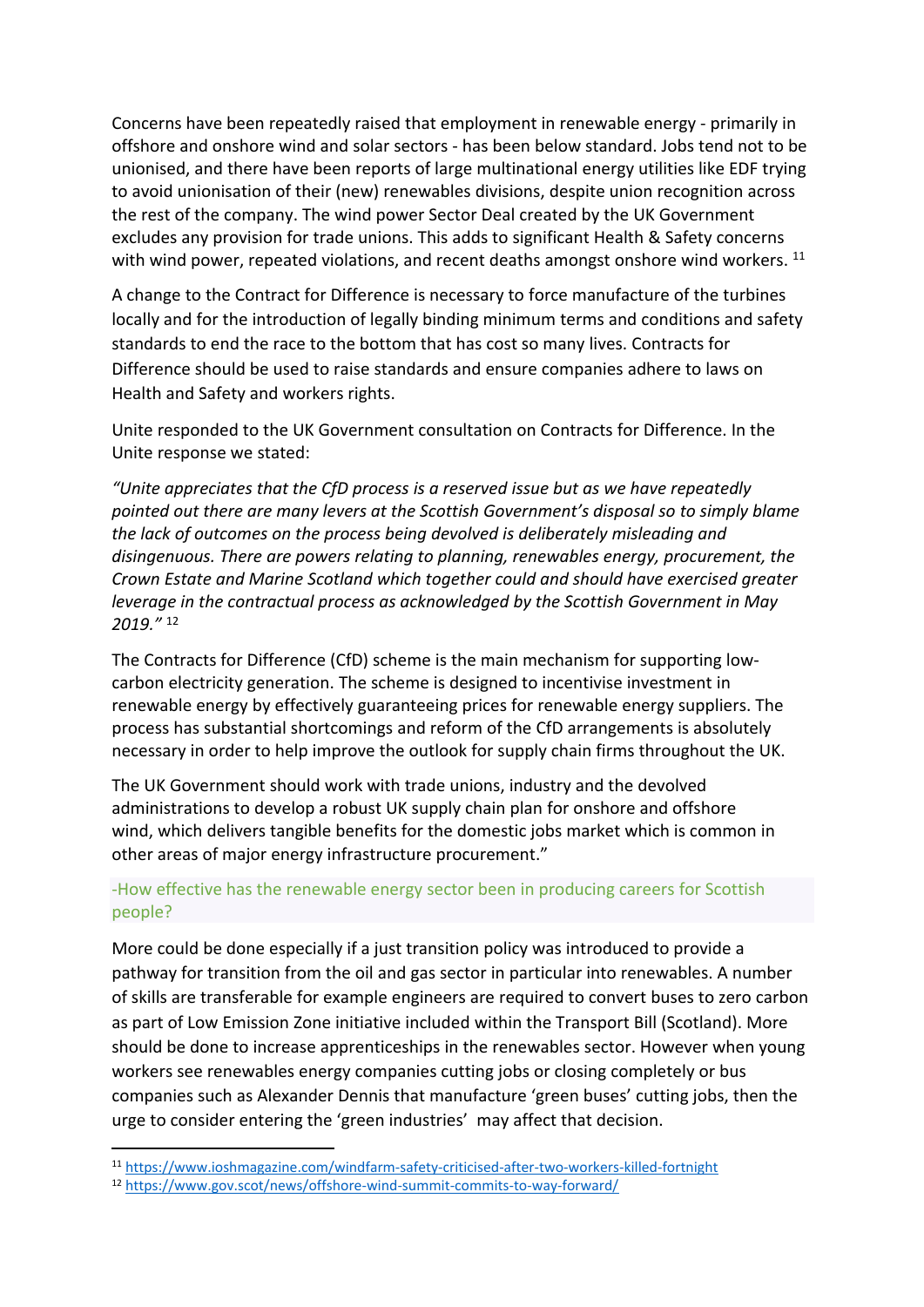Concerns have been repeatedly raised that employment in renewable energy - primarily in offshore and onshore wind and solar sectors - has been below standard. Jobs tend not to be unionised, and there have been reports of large multinational energy utilities like EDF trying to avoid unionisation of their (new) renewables divisions, despite union recognition across the rest of the company. The wind power Sector Deal created by the UK Government excludes any provision for trade unions. This adds to significant Health & Safety concerns with wind power, repeated violations, and recent deaths amongst onshore wind workers. [11]

A change to the Contract for Difference is necessary to force manufacture of the turbines locally and for the introduction of legally binding minimum terms and conditions and safety standards to end the race to the bottom that has cost so many lives. Contracts for Difference should be used to raise standards and ensure companies adhere to laws on Health and Safety and workers rights.

Unite responded to the UK Government consultation on Contracts for Difference. In the Unite response we stated:

*"Unite appreciates that the CfD process is a reserved issue but as we have repeatedly pointed out there are many levers at the Scottish Government's disposal so to simply blame the lack of outcomes on the process being devolved is deliberately misleading and disingenuous. There are powers relating to planning, renewables energy, procurement, the Crown Estate and Marine Scotland which together could and should have exercised greater leverage in the contractual process as acknowledged by the Scottish Government in May 2019."* [12]

The Contracts for Difference (CfD) scheme is the main mechanism for supporting low-carbon electricity generation. The scheme is designed to incentivise investment in renewable energy by effectively guaranteeing prices for renewable energy suppliers. The process has substantial shortcomings and reform of the CfD arrangements is absolutely necessary in order to help improve the outlook for supply chain firms throughout the UK.

The UK Government should work with trade unions, industry and the devolved administrations to develop a robust UK supply chain plan for onshore and offshore wind, which delivers tangible benefits for the domestic jobs market which is common in other areas of major energy infrastructure procurement."

### -How effective has the renewable energy sector been in producing careers for Scottish people?

More could be done especially if a just transition policy was introduced to provide a pathway for transition from the oil and gas sector in particular into renewables. A number of skills are transferable for example engineers are required to convert buses to zero carbon as part of Low Emission Zone initiative included within the Transport Bill (Scotland). More should be done to increase apprenticeships in the renewables sector. However when young workers see renewables energy companies cutting jobs or closing completely or bus companies such as Alexander Dennis that manufacture 'green buses' cutting jobs, then the urge to consider entering the 'green industries' may affect that decision.

---

[11] https://www.ioshmagazine.com/windfarm-safety-criticised-after-two-workers-killed-fortnight

[12] https://www.gov.scot/news/offshore-wind-summit-commits-to-way-forward/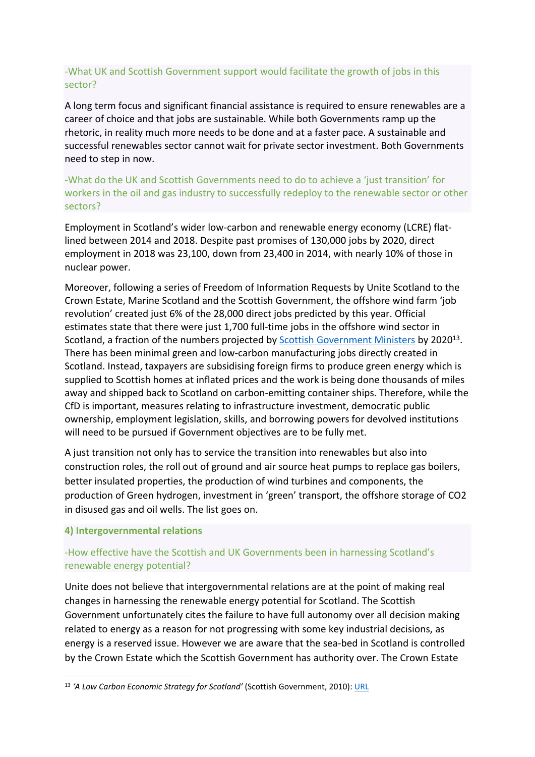-What UK and Scottish Government support would facilitate the growth of jobs in this sector?

A long term focus and significant financial assistance is required to ensure renewables are a career of choice and that jobs are sustainable. While both Governments ramp up the rhetoric, in reality much more needs to be done and at a faster pace. A sustainable and successful renewables sector cannot wait for private sector investment. Both Governments need to step in now.

-What do the UK and Scottish Governments need to do to achieve a 'just transition' for workers in the oil and gas industry to successfully redeploy to the renewable sector or other sectors?

Employment in Scotland's wider low-carbon and renewable energy economy (LCRE) flat-lined between 2014 and 2018. Despite past promises of 130,000 jobs by 2020, direct employment in 2018 was 23,100, down from 23,400 in 2014, with nearly 10% of those in nuclear power.

Moreover, following a series of Freedom of Information Requests by Unite Scotland to the Crown Estate, Marine Scotland and the Scottish Government, the offshore wind farm 'job revolution' created just 6% of the 28,000 direct jobs predicted by this year. Official estimates state that there were just 1,700 full-time jobs in the offshore wind sector in Scotland, a fraction of the numbers projected by Scottish Government Ministers by 2020[13]. There has been minimal green and low-carbon manufacturing jobs directly created in Scotland. Instead, taxpayers are subsidising foreign firms to produce green energy which is supplied to Scottish homes at inflated prices and the work is being done thousands of miles away and shipped back to Scotland on carbon-emitting container ships. Therefore, while the CfD is important, measures relating to infrastructure investment, democratic public ownership, employment legislation, skills, and borrowing powers for devolved institutions will need to be pursued if Government objectives are to be fully met.

A just transition not only has to service the transition into renewables but also into construction roles, the roll out of ground and air source heat pumps to replace gas boilers, better insulated properties, the production of wind turbines and components, the production of Green hydrogen, investment in 'green' transport, the offshore storage of CO2 in disused gas and oil wells. The list goes on.

**4) Intergovernmental relations**

-How effective have the Scottish and UK Governments been in harnessing Scotland's renewable energy potential?

Unite does not believe that intergovernmental relations are at the point of making real changes in harnessing the renewable energy potential for Scotland. The Scottish Government unfortunately cites the failure to have full autonomy over all decision making related to energy as a reason for not progressing with some key industrial decisions, as energy is a reserved issue. However we are aware that the sea-bed in Scotland is controlled by the Crown Estate which the Scottish Government has authority over. The Crown Estate

[13] *'A Low Carbon Economic Strategy for Scotland'* (Scottish Government, 2010): URL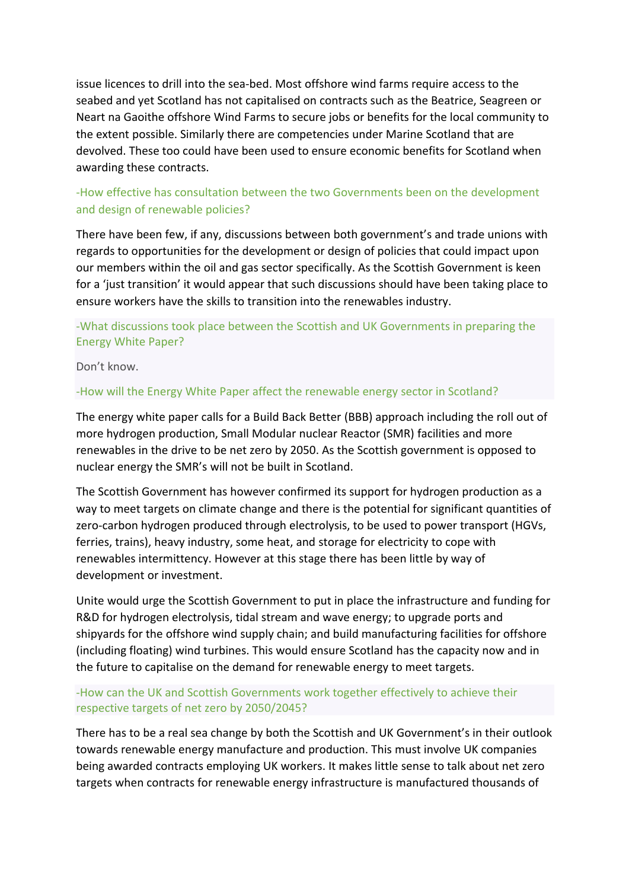issue licences to drill into the sea-bed. Most offshore wind farms require access to the seabed and yet Scotland has not capitalised on contracts such as the Beatrice, Seagreen or Neart na Gaoithe offshore Wind Farms to secure jobs or benefits for the local community to the extent possible. Similarly there are competencies under Marine Scotland that are devolved. These too could have been used to ensure economic benefits for Scotland when awarding these contracts.

-How effective has consultation between the two Governments been on the development and design of renewable policies?

There have been few, if any, discussions between both government's and trade unions with regards to opportunities for the development or design of policies that could impact upon our members within the oil and gas sector specifically. As the Scottish Government is keen for a 'just transition' it would appear that such discussions should have been taking place to ensure workers have the skills to transition into the renewables industry.

-What discussions took place between the Scottish and UK Governments in preparing the Energy White Paper?

Don't know.

-How will the Energy White Paper affect the renewable energy sector in Scotland?

The energy white paper calls for a Build Back Better (BBB) approach including the roll out of more hydrogen production, Small Modular nuclear Reactor (SMR) facilities and more renewables in the drive to be net zero by 2050. As the Scottish government is opposed to nuclear energy the SMR's will not be built in Scotland.

The Scottish Government has however confirmed its support for hydrogen production as a way to meet targets on climate change and there is the potential for significant quantities of zero-carbon hydrogen produced through electrolysis, to be used to power transport (HGVs, ferries, trains), heavy industry, some heat, and storage for electricity to cope with renewables intermittency. However at this stage there has been little by way of development or investment.

Unite would urge the Scottish Government to put in place the infrastructure and funding for R&D for hydrogen electrolysis, tidal stream and wave energy; to upgrade ports and shipyards for the offshore wind supply chain; and build manufacturing facilities for offshore (including floating) wind turbines. This would ensure Scotland has the capacity now and in the future to capitalise on the demand for renewable energy to meet targets.

-How can the UK and Scottish Governments work together effectively to achieve their respective targets of net zero by 2050/2045?

There has to be a real sea change by both the Scottish and UK Government's in their outlook towards renewable energy manufacture and production. This must involve UK companies being awarded contracts employing UK workers. It makes little sense to talk about net zero targets when contracts for renewable energy infrastructure is manufactured thousands of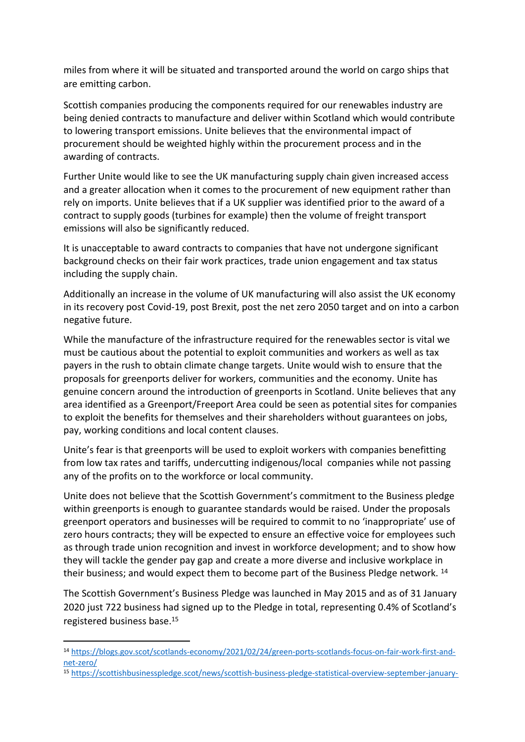miles from where it will be situated and transported around the world on cargo ships that are emitting carbon.

Scottish companies producing the components required for our renewables industry are being denied contracts to manufacture and deliver within Scotland which would contribute to lowering transport emissions. Unite believes that the environmental impact of procurement should be weighted highly within the procurement process and in the awarding of contracts.

Further Unite would like to see the UK manufacturing supply chain given increased access and a greater allocation when it comes to the procurement of new equipment rather than rely on imports. Unite believes that if a UK supplier was identified prior to the award of a contract to supply goods (turbines for example) then the volume of freight transport emissions will also be significantly reduced.

It is unacceptable to award contracts to companies that have not undergone significant background checks on their fair work practices, trade union engagement and tax status including the supply chain.

Additionally an increase in the volume of UK manufacturing will also assist the UK economy in its recovery post Covid-19, post Brexit, post the net zero 2050 target and on into a carbon negative future.

While the manufacture of the infrastructure required for the renewables sector is vital we must be cautious about the potential to exploit communities and workers as well as tax payers in the rush to obtain climate change targets. Unite would wish to ensure that the proposals for greenports deliver for workers, communities and the economy. Unite has genuine concern around the introduction of greenports in Scotland. Unite believes that any area identified as a Greenport/Freeport Area could be seen as potential sites for companies to exploit the benefits for themselves and their shareholders without guarantees on jobs, pay, working conditions and local content clauses.

Unite's fear is that greenports will be used to exploit workers with companies benefitting from low tax rates and tariffs, undercutting indigenous/local companies while not passing any of the profits on to the workforce or local community.

Unite does not believe that the Scottish Government's commitment to the Business pledge within greenports is enough to guarantee standards would be raised. Under the proposals greenport operators and businesses will be required to commit to no 'inappropriate' use of zero hours contracts; they will be expected to ensure an effective voice for employees such as through trade union recognition and invest in workforce development; and to show how they will tackle the gender pay gap and create a more diverse and inclusive workplace in their business; and would expect them to become part of the Business Pledge network. [14]

The Scottish Government's Business Pledge was launched in May 2015 and as of 31 January 2020 just 722 business had signed up to the Pledge in total, representing 0.4% of Scotland's registered business base.[15]

---

[14] https://blogs.gov.scot/scotlands-economy/2021/02/24/green-ports-scotlands-focus-on-fair-work-first-and-net-zero/

[15] https://scottishbusinesspledge.scot/news/scottish-business-pledge-statistical-overview-september-january-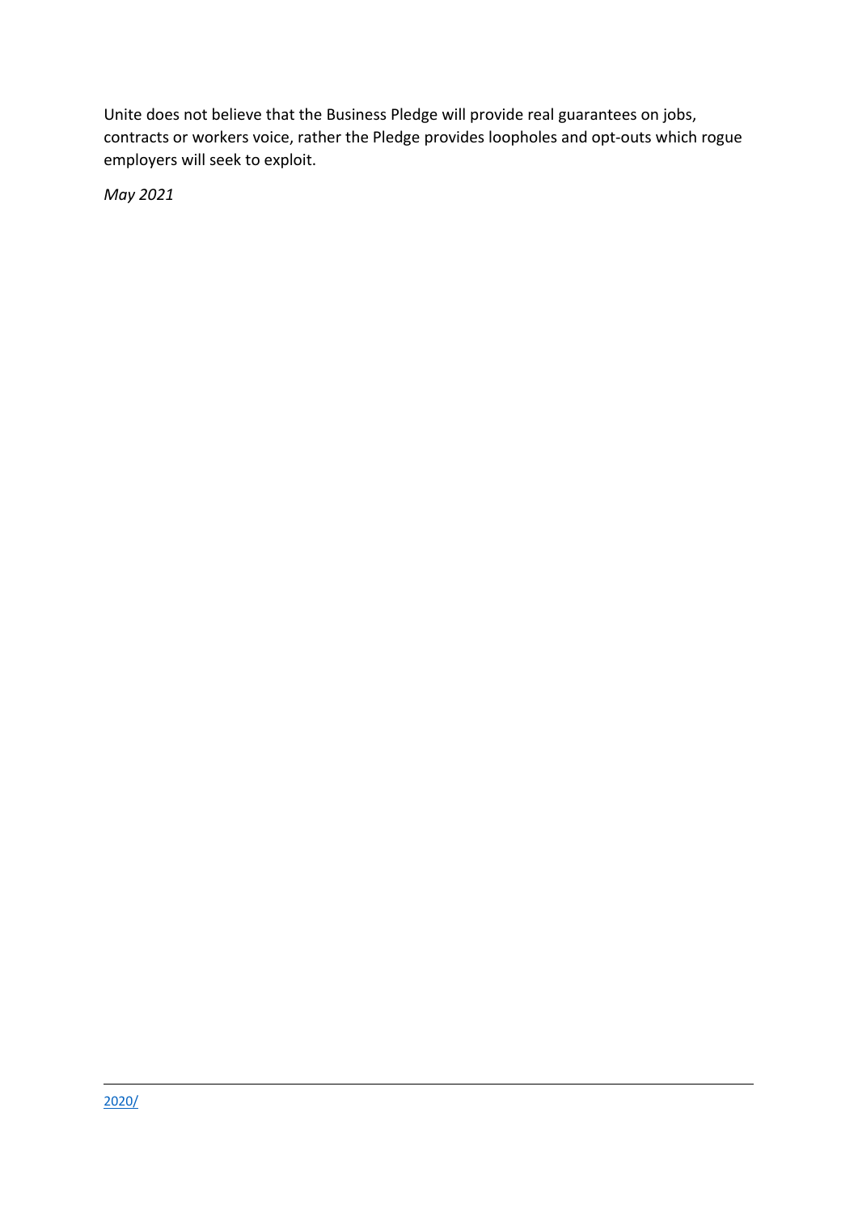Unite does not believe that the Business Pledge will provide real guarantees on jobs, contracts or workers voice, rather the Pledge provides loopholes and opt-outs which rogue employers will seek to exploit.

*May 2021*

2020/